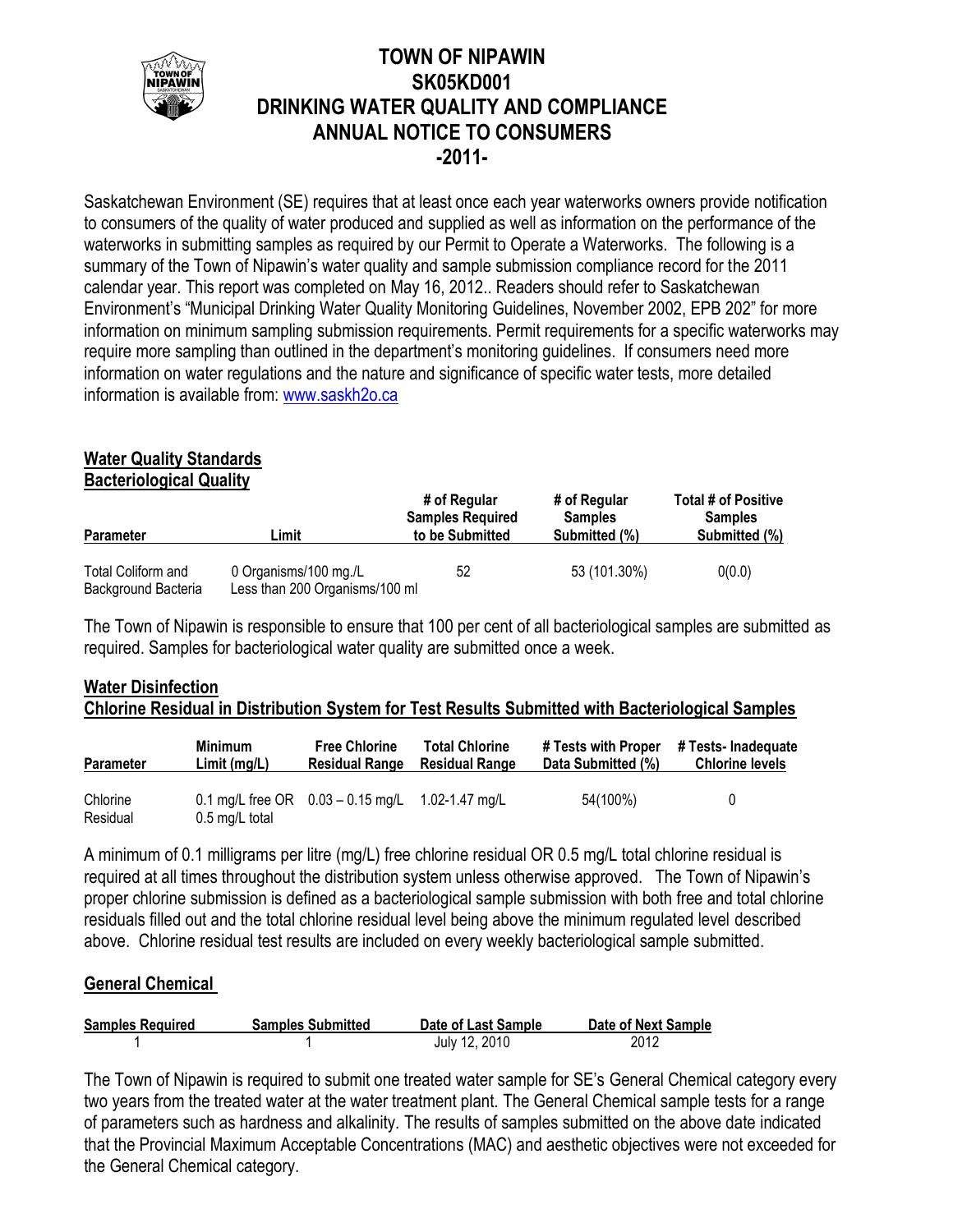# TOWN OF NIPAWIN
# SK05KD001
# DRINKING WATER QUALITY AND COMPLIANCE
# ANNUAL NOTICE TO CONSUMERS
# -2011-

Saskatchewan Environment (SE) requires that at least once each year waterworks owners provide notification to consumers of the quality of water produced and supplied as well as information on the performance of the waterworks in submitting samples as required by our Permit to Operate a Waterworks. The following is a summary of the Town of Nipawin's water quality and sample submission compliance record for the 2011 calendar year. This report was completed on May 16, 2012.. Readers should refer to Saskatchewan Environment's "Municipal Drinking Water Quality Monitoring Guidelines, November 2002, EPB 202" for more information on minimum sampling submission requirements. Permit requirements for a specific waterworks may require more sampling than outlined in the department's monitoring guidelines. If consumers need more information on water regulations and the nature and significance of specific water tests, more detailed information is available from: www.saskh2o.ca

## Water Quality Standards

### Bacteriological Quality

| Parameter | Limit | # of Regular Samples Required to be Submitted | # of Regular Samples Submitted (%) | Total # of Positive Samples Submitted (%) |
|---|---|---|---|---|
| Total Coliform and Background Bacteria | 0 Organisms/100 mg./L Less than 200 Organisms/100 ml | 52 | 53 (101.30%) | 0(0.0) |

The Town of Nipawin is responsible to ensure that 100 per cent of all bacteriological samples are submitted as required. Samples for bacteriological water quality are submitted once a week.

### Water Disinfection

### Chlorine Residual in Distribution System for Test Results Submitted with Bacteriological Samples

| Parameter | Minimum Limit (mg/L) | Free Chlorine Residual Range | Total Chlorine Residual Range | # Tests with Proper Data Submitted (%) | # Tests- Inadequate Chlorine levels |
|---|---|---|---|---|---|
| Chlorine Residual | 0.1 mg/L free OR 0.5 mg/L total | 0.03 – 0.15 mg/L | 1.02-1.47 mg/L | 54(100%) | 0 |

A minimum of 0.1 milligrams per litre (mg/L) free chlorine residual OR 0.5 mg/L total chlorine residual is required at all times throughout the distribution system unless otherwise approved. The Town of Nipawin's proper chlorine submission is defined as a bacteriological sample submission with both free and total chlorine residuals filled out and the total chlorine residual level being above the minimum regulated level described above. Chlorine residual test results are included on every weekly bacteriological sample submitted.

### General Chemical

| Samples Required | Samples Submitted | Date of Last Sample | Date of Next Sample |
|---|---|---|---|
| 1 | 1 | July 12, 2010 | 2012 |

The Town of Nipawin is required to submit one treated water sample for SE's General Chemical category every two years from the treated water at the water treatment plant. The General Chemical sample tests for a range of parameters such as hardness and alkalinity. The results of samples submitted on the above date indicated that the Provincial Maximum Acceptable Concentrations (MAC) and aesthetic objectives were not exceeded for the General Chemical category.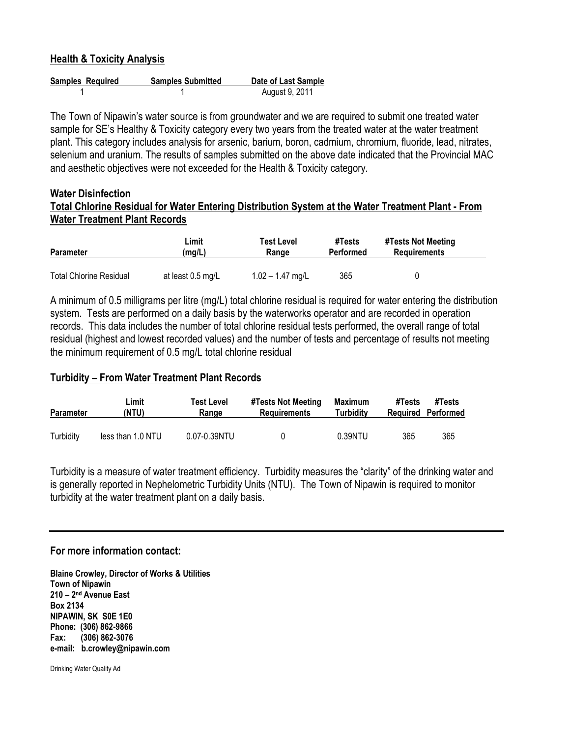## Health & Toxicity Analysis

| Samples Required | Samples Submitted | Date of Last Sample |
|---|---|---|
| 1 | 1 | August 9, 2011 |

The Town of Nipawin's water source is from groundwater and we are required to submit one treated water sample for SE's Healthy & Toxicity category every two years from the treated water at the water treatment plant. This category includes analysis for arsenic, barium, boron, cadmium, chromium, fluoride, lead, nitrates, selenium and uranium. The results of samples submitted on the above date indicated that the Provincial MAC and aesthetic objectives were not exceeded for the Health & Toxicity category.

## Water Disinfection

### Total Chlorine Residual for Water Entering Distribution System at the Water Treatment Plant - From Water Treatment Plant Records

| Parameter | Limit (mg/L) | Test Level Range | #Tests Performed | #Tests Not Meeting Requirements |
|---|---|---|---|---|
| Total Chlorine Residual | at least 0.5 mg/L | 1.02 – 1.47 mg/L | 365 | 0 |

A minimum of 0.5 milligrams per litre (mg/L) total chlorine residual is required for water entering the distribution system. Tests are performed on a daily basis by the waterworks operator and are recorded in operation records. This data includes the number of total chlorine residual tests performed, the overall range of total residual (highest and lowest recorded values) and the number of tests and percentage of results not meeting the minimum requirement of 0.5 mg/L total chlorine residual

## Turbidity – From Water Treatment Plant Records

| Parameter | Limit (NTU) | Test Level Range | #Tests Not Meeting Requirements | Maximum Turbidity | #Tests Required | #Tests Performed |
|---|---|---|---|---|---|---|
| Turbidity | less than 1.0 NTU | 0.07-0.39NTU | 0 | 0.39NTU | 365 | 365 |

Turbidity is a measure of water treatment efficiency. Turbidity measures the "clarity" of the drinking water and is generally reported in Nephelometric Turbidity Units (NTU). The Town of Nipawin is required to monitor turbidity at the water treatment plant on a daily basis.

---

### For more information contact:

**Blaine Crowley, Director of Works & Utilities**
**Town of Nipawin**
**210 – 2nd Avenue East**
**Box 2134**
**NIPAWIN, SK S0E 1E0**
**Phone: (306) 862-9866**
**Fax: (306) 862-3076**
**e-mail: b.crowley@nipawin.com**

Drinking Water Quality Ad